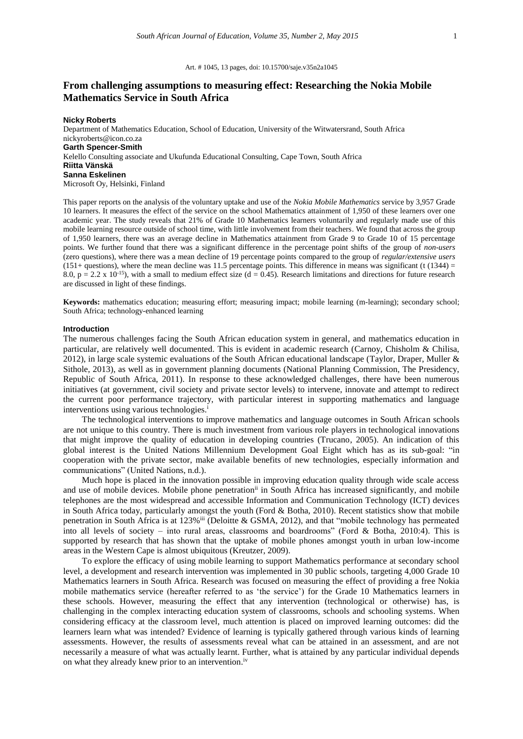Art. # 1045, 13 pages, doi: 10.15700/saje.v35n2a1045

# From challenging assumptions to measuring effect: Researching the Nokia Mobile Mathematics Service in South Africa

**Nicky Roberts**
Department of Mathematics Education, School of Education, University of the Witwatersrand, South Africa
nickyroberts@icon.co.za

**Garth Spencer-Smith**
Kelello Consulting associate and Ukufunda Educational Consulting, Cape Town, South Africa

**Riitta Vänskä**

**Sanna Eskelinen**
Microsoft Oy, Helsinki, Finland

This paper reports on the analysis of the voluntary uptake and use of the *Nokia Mobile Mathematics* service by 3,957 Grade 10 learners. It measures the effect of the service on the school Mathematics attainment of 1,950 of these learners over one academic year. The study reveals that 21% of Grade 10 Mathematics learners voluntarily and regularly made use of this mobile learning resource outside of school time, with little involvement from their teachers. We found that across the group of 1,950 learners, there was an average decline in Mathematics attainment from Grade 9 to Grade 10 of 15 percentage points. We further found that there was a significant difference in the percentage point shifts of the group of *non-users* (zero questions), where there was a mean decline of 19 percentage points compared to the group of *regular/extensive users* (151+ questions), where the mean decline was 11.5 percentage points. This difference in means was significant ($t\ (1344) = 8.0$, $p = 2.2 \times 10^{-15}$), with a small to medium effect size ($d = 0.45$). Research limitations and directions for future research are discussed in light of these findings.

**Keywords:** mathematics education; measuring effort; measuring impact; mobile learning (m-learning); secondary school; South Africa; technology-enhanced learning

## Introduction

The numerous challenges facing the South African education system in general, and mathematics education in particular, are relatively well documented. This is evident in academic research (Carnoy, Chisholm & Chilisa, 2012), in large scale systemic evaluations of the South African educational landscape (Taylor, Draper, Muller & Sithole, 2013), as well as in government planning documents (National Planning Commission, The Presidency, Republic of South Africa, 2011). In response to these acknowledged challenges, there have been numerous initiatives (at government, civil society and private sector levels) to intervene, innovate and attempt to redirect the current poor performance trajectory, with particular interest in supporting mathematics and language interventions using various technologies.[i]

The technological interventions to improve mathematics and language outcomes in South African schools are not unique to this country. There is much investment from various role players in technological innovations that might improve the quality of education in developing countries (Trucano, 2005). An indication of this global interest is the United Nations Millennium Development Goal Eight which has as its sub-goal: "in cooperation with the private sector, make available benefits of new technologies, especially information and communications" (United Nations, n.d.).

Much hope is placed in the innovation possible in improving education quality through wide scale access and use of mobile devices. Mobile phone penetration[ii] in South Africa has increased significantly, and mobile telephones are the most widespread and accessible Information and Communication Technology (ICT) devices in South Africa today, particularly amongst the youth (Ford & Botha, 2010). Recent statistics show that mobile penetration in South Africa is at 123%[iii] (Deloitte & GSMA, 2012), and that "mobile technology has permeated into all levels of society – into rural areas, classrooms and boardrooms" (Ford & Botha, 2010:4). This is supported by research that has shown that the uptake of mobile phones amongst youth in urban low-income areas in the Western Cape is almost ubiquitous (Kreutzer, 2009).

To explore the efficacy of using mobile learning to support Mathematics performance at secondary school level, a development and research intervention was implemented in 30 public schools, targeting 4,000 Grade 10 Mathematics learners in South Africa. Research was focused on measuring the effect of providing a free Nokia mobile mathematics service (hereafter referred to as 'the service') for the Grade 10 Mathematics learners in these schools. However, measuring the effect that any intervention (technological or otherwise) has, is challenging in the complex interacting education system of classrooms, schools and schooling systems. When considering efficacy at the classroom level, much attention is placed on improved learning outcomes: did the learners learn what was intended? Evidence of learning is typically gathered through various kinds of learning assessments. However, the results of assessments reveal what can be attained in an assessment, and are not necessarily a measure of what was actually learnt. Further, what is attained by any particular individual depends on what they already knew prior to an intervention.[iv]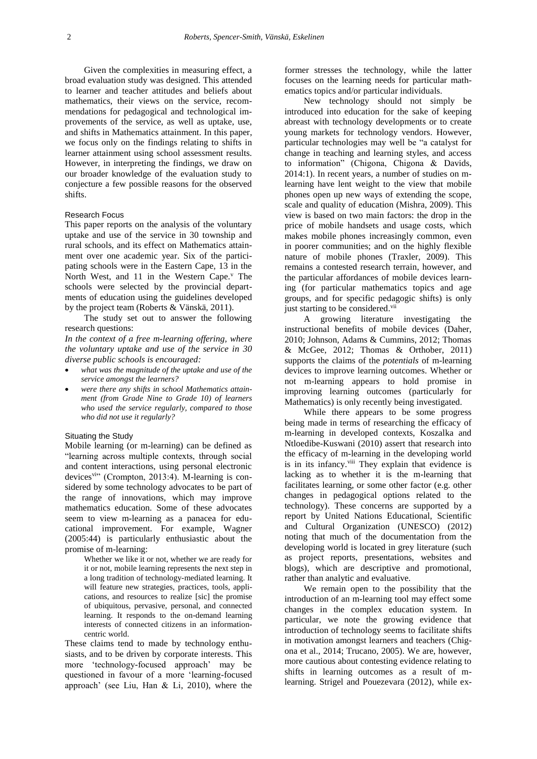Given the complexities in measuring effect, a broad evaluation study was designed. This attended to learner and teacher attitudes and beliefs about mathematics, their views on the service, recommendations for pedagogical and technological improvements of the service, as well as uptake, use, and shifts in Mathematics attainment. In this paper, we focus only on the findings relating to shifts in learner attainment using school assessment results. However, in interpreting the findings, we draw on our broader knowledge of the evaluation study to conjecture a few possible reasons for the observed shifts.

### Research Focus

This paper reports on the analysis of the voluntary uptake and use of the service in 30 township and rural schools, and its effect on Mathematics attainment over one academic year. Six of the participating schools were in the Eastern Cape, 13 in the North West, and 11 in the Western Cape.[v] The schools were selected by the provincial departments of education using the guidelines developed by the project team (Roberts & Vänskä, 2011).

The study set out to answer the following research questions:

*In the context of a free m-learning offering, where the voluntary uptake and use of the service in 30 diverse public schools is encouraged:*

- *what was the magnitude of the uptake and use of the service amongst the learners?*
- *were there any shifts in school Mathematics attainment (from Grade Nine to Grade 10) of learners who used the service regularly, compared to those who did not use it regularly?*

### Situating the Study

Mobile learning (or m-learning) can be defined as "learning across multiple contexts, through social and content interactions, using personal electronic devices[vi]" (Crompton, 2013:4). M-learning is considered by some technology advocates to be part of the range of innovations, which may improve mathematics education. Some of these advocates seem to view m-learning as a panacea for educational improvement. For example, Wagner (2005:44) is particularly enthusiastic about the promise of m-learning:

> Whether we like it or not, whether we are ready for it or not, mobile learning represents the next step in a long tradition of technology-mediated learning. It will feature new strategies, practices, tools, applications, and resources to realize [sic] the promise of ubiquitous, pervasive, personal, and connected learning. It responds to the on-demand learning interests of connected citizens in an information-centric world.

These claims tend to made by technology enthusiasts, and to be driven by corporate interests. This more 'technology-focused approach' may be questioned in favour of a more 'learning-focused approach' (see Liu, Han & Li, 2010), where the former stresses the technology, while the latter focuses on the learning needs for particular mathematics topics and/or particular individuals.

New technology should not simply be introduced into education for the sake of keeping abreast with technology developments or to create young markets for technology vendors. However, particular technologies may well be "a catalyst for change in teaching and learning styles, and access to information" (Chigona, Chigona & Davids, 2014:1). In recent years, a number of studies on m-learning have lent weight to the view that mobile phones open up new ways of extending the scope, scale and quality of education (Mishra, 2009). This view is based on two main factors: the drop in the price of mobile handsets and usage costs, which makes mobile phones increasingly common, even in poorer communities; and on the highly flexible nature of mobile phones (Traxler, 2009). This remains a contested research terrain, however, and the particular affordances of mobile devices learning (for particular mathematics topics and age groups, and for specific pedagogic shifts) is only just starting to be considered.[vii]

A growing literature investigating the instructional benefits of mobile devices (Daher, 2010; Johnson, Adams & Cummins, 2012; Thomas & McGee, 2012; Thomas & Orthober, 2011) supports the claims of the *potentials* of m-learning devices to improve learning outcomes. Whether or not m-learning appears to hold promise in improving learning outcomes (particularly for Mathematics) is only recently being investigated.

While there appears to be some progress being made in terms of researching the efficacy of m-learning in developed contexts, Koszalka and Ntloedibe-Kuswani (2010) assert that research into the efficacy of m-learning in the developing world is in its infancy.[viii] They explain that evidence is lacking as to whether it is the m-learning that facilitates learning, or some other factor (e.g. other changes in pedagogical options related to the technology). These concerns are supported by a report by United Nations Educational, Scientific and Cultural Organization (UNESCO) (2012) noting that much of the documentation from the developing world is located in grey literature (such as project reports, presentations, websites and blogs), which are descriptive and promotional, rather than analytic and evaluative.

We remain open to the possibility that the introduction of an m-learning tool may effect some changes in the complex education system. In particular, we note the growing evidence that introduction of technology seems to facilitate shifts in motivation amongst learners and teachers (Chigona et al., 2014; Trucano, 2005). We are, however, more cautious about contesting evidence relating to shifts in learning outcomes as a result of m-learning. Strigel and Pouezevara (2012), while ex-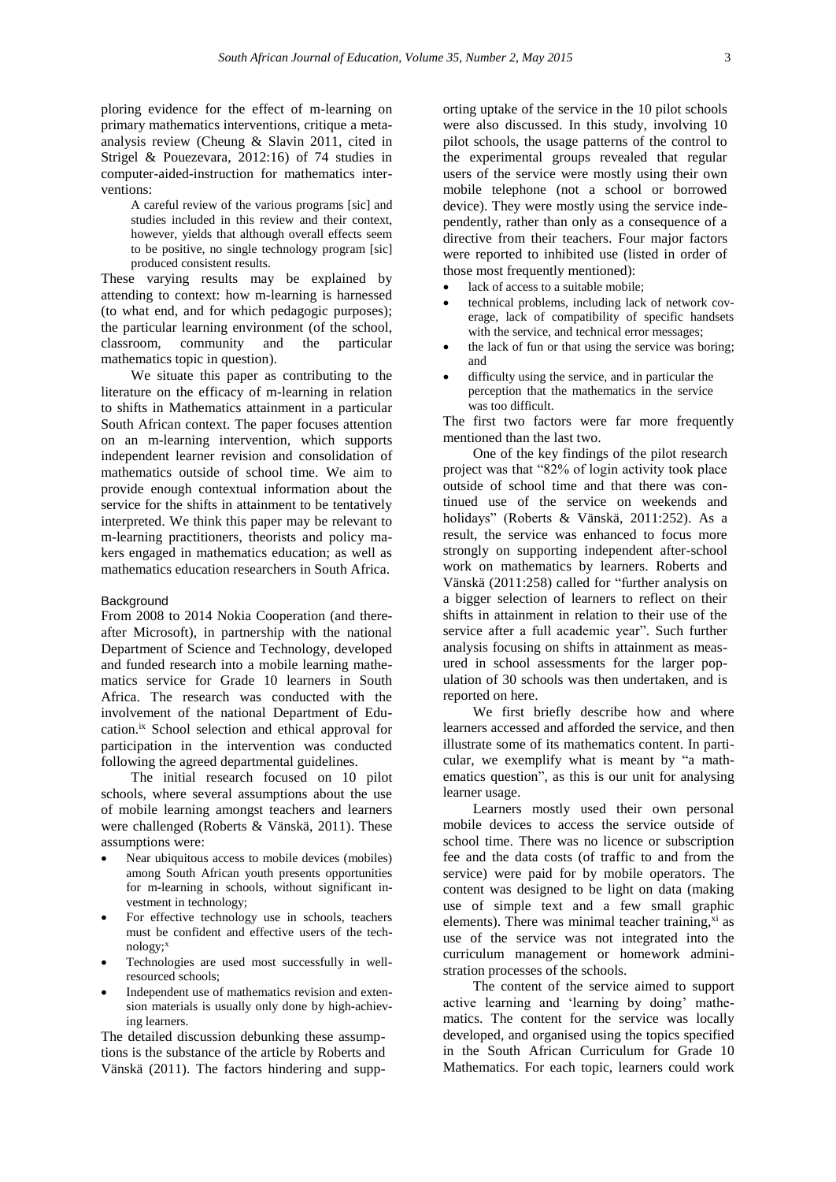ploring evidence for the effect of m-learning on primary mathematics interventions, critique a meta-analysis review (Cheung & Slavin 2011, cited in Strigel & Pouezevara, 2012:16) of 74 studies in computer-aided-instruction for mathematics interventions:

> A careful review of the various programs [sic] and studies included in this review and their context, however, yields that although overall effects seem to be positive, no single technology program [sic] produced consistent results.

These varying results may be explained by attending to context: how m-learning is harnessed (to what end, and for which pedagogic purposes); the particular learning environment (of the school, classroom, community and the particular mathematics topic in question).

We situate this paper as contributing to the literature on the efficacy of m-learning in relation to shifts in Mathematics attainment in a particular South African context. The paper focuses attention on an m-learning intervention, which supports independent learner revision and consolidation of mathematics outside of school time. We aim to provide enough contextual information about the service for the shifts in attainment to be tentatively interpreted. We think this paper may be relevant to m-learning practitioners, theorists and policy makers engaged in mathematics education; as well as mathematics education researchers in South Africa.

### Background

From 2008 to 2014 Nokia Cooperation (and thereafter Microsoft), in partnership with the national Department of Science and Technology, developed and funded research into a mobile learning mathematics service for Grade 10 learners in South Africa. The research was conducted with the involvement of the national Department of Education.[ix] School selection and ethical approval for participation in the intervention was conducted following the agreed departmental guidelines.

The initial research focused on 10 pilot schools, where several assumptions about the use of mobile learning amongst teachers and learners were challenged (Roberts & Vänskä, 2011). These assumptions were:

- Near ubiquitous access to mobile devices (mobiles) among South African youth presents opportunities for m-learning in schools, without significant investment in technology;
- For effective technology use in schools, teachers must be confident and effective users of the technology;[x]
- Technologies are used most successfully in well-resourced schools;
- Independent use of mathematics revision and extension materials is usually only done by high-achieving learners.

The detailed discussion debunking these assumptions is the substance of the article by Roberts and Vänskä (2011). The factors hindering and supporting uptake of the service in the 10 pilot schools were also discussed. In this study, involving 10 pilot schools, the usage patterns of the control to the experimental groups revealed that regular users of the service were mostly using their own mobile telephone (not a school or borrowed device). They were mostly using the service independently, rather than only as a consequence of a directive from their teachers. Four major factors were reported to inhibited use (listed in order of those most frequently mentioned):

- lack of access to a suitable mobile;
- technical problems, including lack of network coverage, lack of compatibility of specific handsets with the service, and technical error messages;
- the lack of fun or that using the service was boring; and
- difficulty using the service, and in particular the perception that the mathematics in the service was too difficult.

The first two factors were far more frequently mentioned than the last two.

One of the key findings of the pilot research project was that "82% of login activity took place outside of school time and that there was continued use of the service on weekends and holidays" (Roberts & Vänskä, 2011:252). As a result, the service was enhanced to focus more strongly on supporting independent after-school work on mathematics by learners. Roberts and Vänskä (2011:258) called for "further analysis on a bigger selection of learners to reflect on their shifts in attainment in relation to their use of the service after a full academic year". Such further analysis focusing on shifts in attainment as measured in school assessments for the larger population of 30 schools was then undertaken, and is reported on here.

We first briefly describe how and where learners accessed and afforded the service, and then illustrate some of its mathematics content. In particular, we exemplify what is meant by "a mathematics question", as this is our unit for analysing learner usage.

Learners mostly used their own personal mobile devices to access the service outside of school time. There was no licence or subscription fee and the data costs (of traffic to and from the service) were paid for by mobile operators. The content was designed to be light on data (making use of simple text and a few small graphic elements). There was minimal teacher training,[xi] as use of the service was not integrated into the curriculum management or homework administration processes of the schools.

The content of the service aimed to support active learning and 'learning by doing' mathematics. The content for the service was locally developed, and organised using the topics specified in the South African Curriculum for Grade 10 Mathematics. For each topic, learners could work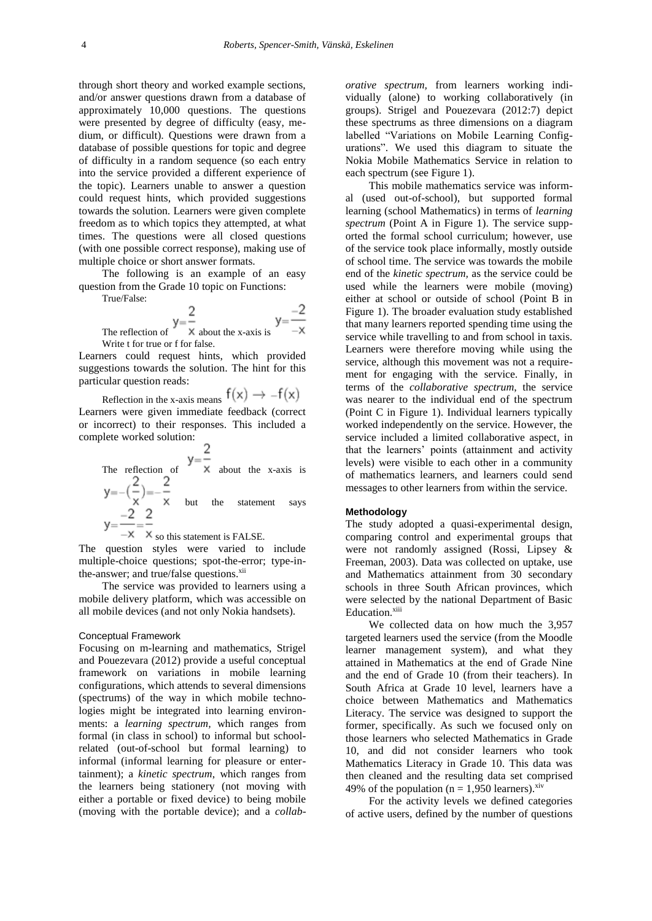through short theory and worked example sections, and/or answer questions drawn from a database of approximately 10,000 questions. The questions were presented by degree of difficulty (easy, medium, or difficult). Questions were drawn from a database of possible questions for topic and degree of difficulty in a random sequence (so each entry into the service provided a different experience of the topic). Learners unable to answer a question could request hints, which provided suggestions towards the solution. Learners were given complete freedom as to which topics they attempted, at what times. The questions were all closed questions (with one possible correct response), making use of multiple choice or short answer formats.

The following is an example of an easy question from the Grade 10 topic on Functions:

True/False:

The reflection of $y = \frac{2}{x}$ about the x-axis is $y = \frac{-2}{-x}$

Write t for true or f for false.

Learners could request hints, which provided suggestions towards the solution. The hint for this particular question reads:

Reflection in the x-axis means $f(x) \rightarrow -f(x)$

Learners were given immediate feedback (correct or incorrect) to their responses. This included a complete worked solution:

The reflection of $y = \frac{2}{x}$ about the x-axis is $y = -(\frac{2}{x}) = -\frac{2}{x}$ but the statement says $y = \frac{-2}{-x} = \frac{2}{x}$ so this statement is FALSE.

The question styles were varied to include multiple-choice questions; spot-the-error; type-in-the-answer; and true/false questions.[xii]

The service was provided to learners using a mobile delivery platform, which was accessible on all mobile devices (and not only Nokia handsets).

### Conceptual Framework

Focusing on m-learning and mathematics, Strigel and Pouezevara (2012) provide a useful conceptual framework on variations in mobile learning configurations, which attends to several dimensions (spectrums) of the way in which mobile technologies might be integrated into learning environments: a *learning spectrum*, which ranges from formal (in class in school) to informal but school-related (out-of-school but formal learning) to informal (informal learning for pleasure or entertainment); a *kinetic spectrum*, which ranges from the learners being stationery (not moving with either a portable or fixed device) to being mobile (moving with the portable device); and a *collaborative spectrum*, from learners working individually (alone) to working collaboratively (in groups). Strigel and Pouezevara (2012:7) depict these spectrums as three dimensions on a diagram labelled "Variations on Mobile Learning Configurations". We used this diagram to situate the Nokia Mobile Mathematics Service in relation to each spectrum (see Figure 1).

This mobile mathematics service was informal (used out-of-school), but supported formal learning (school Mathematics) in terms of *learning spectrum* (Point A in Figure 1). The service supported the formal school curriculum; however, use of the service took place informally, mostly outside of school time. The service was towards the mobile end of the *kinetic spectrum*, as the service could be used while the learners were mobile (moving) either at school or outside of school (Point B in Figure 1). The broader evaluation study established that many learners reported spending time using the service while travelling to and from school in taxis. Learners were therefore moving while using the service, although this movement was not a requirement for engaging with the service. Finally, in terms of the *collaborative spectrum*, the service was nearer to the individual end of the spectrum (Point C in Figure 1). Individual learners typically worked independently on the service. However, the service included a limited collaborative aspect, in that the learners' points (attainment and activity levels) were visible to each other in a community of mathematics learners, and learners could send messages to other learners from within the service.

### Methodology

The study adopted a quasi-experimental design, comparing control and experimental groups that were not randomly assigned (Rossi, Lipsey & Freeman, 2003). Data was collected on uptake, use and Mathematics attainment from 30 secondary schools in three South African provinces, which were selected by the national Department of Basic Education.[xiii]

We collected data on how much the 3,957 targeted learners used the service (from the Moodle learner management system), and what they attained in Mathematics at the end of Grade Nine and the end of Grade 10 (from their teachers). In South Africa at Grade 10 level, learners have a choice between Mathematics and Mathematics Literacy. The service was designed to support the former, specifically. As such we focused only on those learners who selected Mathematics in Grade 10, and did not consider learners who took Mathematics Literacy in Grade 10. This data was then cleaned and the resulting data set comprised 49% of the population (n = 1,950 learners).[xiv]

For the activity levels we defined categories of active users, defined by the number of questions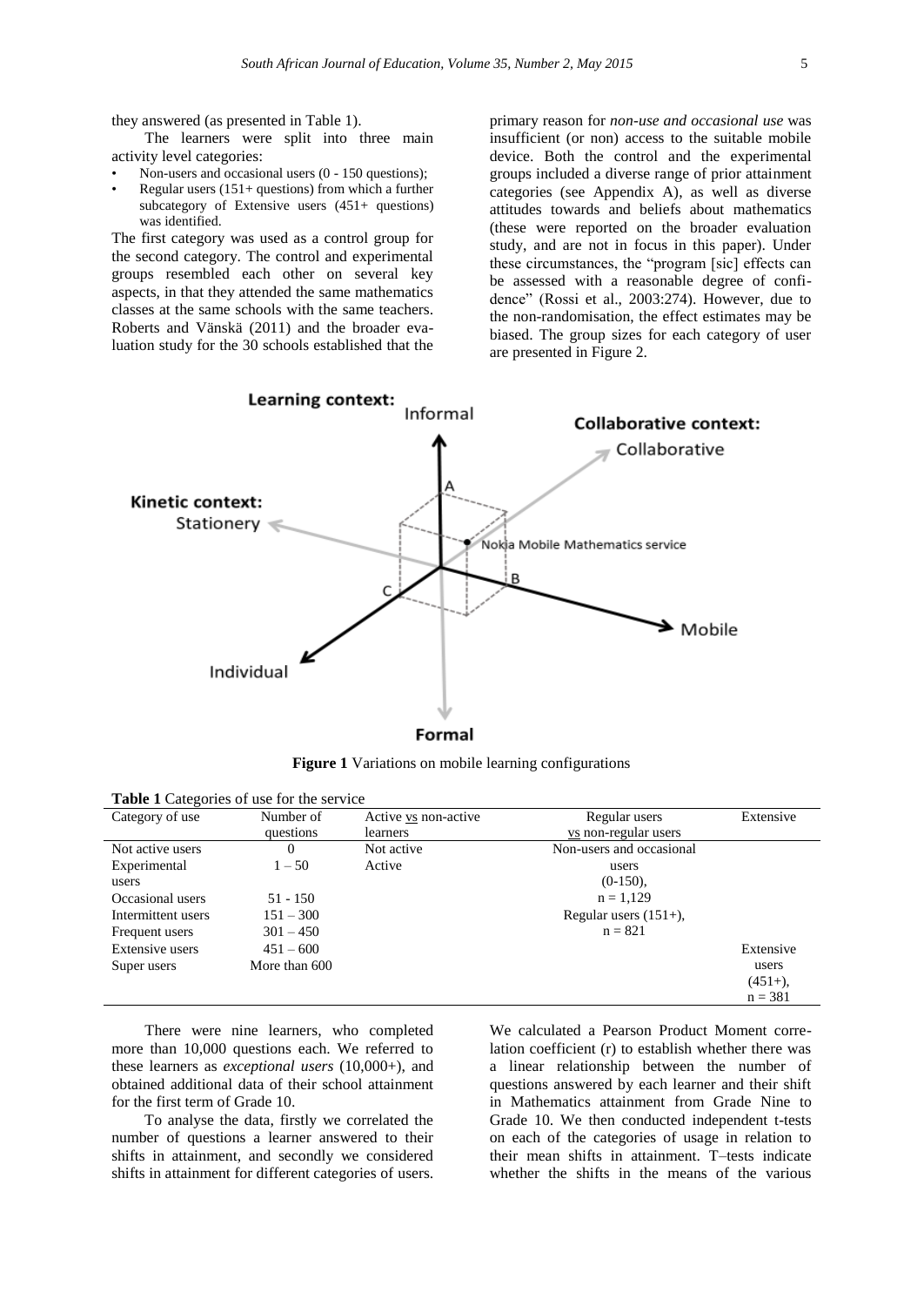they answered (as presented in Table 1).

The learners were split into three main activity level categories:

- Non-users and occasional users (0 - 150 questions);
- Regular users (151+ questions) from which a further subcategory of Extensive users (451+ questions) was identified.

The first category was used as a control group for the second category. The control and experimental groups resembled each other on several key aspects, in that they attended the same mathematics classes at the same schools with the same teachers. Roberts and Vänskä (2011) and the broader evaluation study for the 30 schools established that the primary reason for *non-use and occasional use* was insufficient (or non) access to the suitable mobile device. Both the control and the experimental groups included a diverse range of prior attainment categories (see Appendix A), as well as diverse attitudes towards and beliefs about mathematics (these were reported on the broader evaluation study, and are not in focus in this paper). Under these circumstances, the "program [sic] effects can be assessed with a reasonable degree of confidence" (Rossi et al., 2003:274). However, due to the non-randomisation, the effect estimates may be biased. The group sizes for each category of user are presented in Figure 2.

**Figure 1** Variations on mobile learning configurations

**Table 1** Categories of use for the service

| Category of use | Number of questions | Active vs non-active learners | Regular users vs non-regular users | Extensive |
|---|---|---|---|---|
| Not active users | 0 | Not active | Non-users and occasional users (0-150), n = 1,129 | |
| Experimental users | 1 – 50 | Active | | |
| Occasional users | 51 - 150 | | | |
| Intermittent users | 151 – 300 | | Regular users (151+), n = 821 | |
| Frequent users | 301 – 450 | | | |
| Extensive users | 451 – 600 | | | Extensive users (451+), n = 381 |
| Super users | More than 600 | | | |

There were nine learners, who completed more than 10,000 questions each. We referred to these learners as *exceptional users* (10,000+), and obtained additional data of their school attainment for the first term of Grade 10.

To analyse the data, firstly we correlated the number of questions a learner answered to their shifts in attainment, and secondly we considered shifts in attainment for different categories of users. We calculated a Pearson Product Moment correlation coefficient (r) to establish whether there was a linear relationship between the number of questions answered by each learner and their shift in Mathematics attainment from Grade Nine to Grade 10. We then conducted independent t-tests on each of the categories of usage in relation to their mean shifts in attainment. T–tests indicate whether the shifts in the means of the various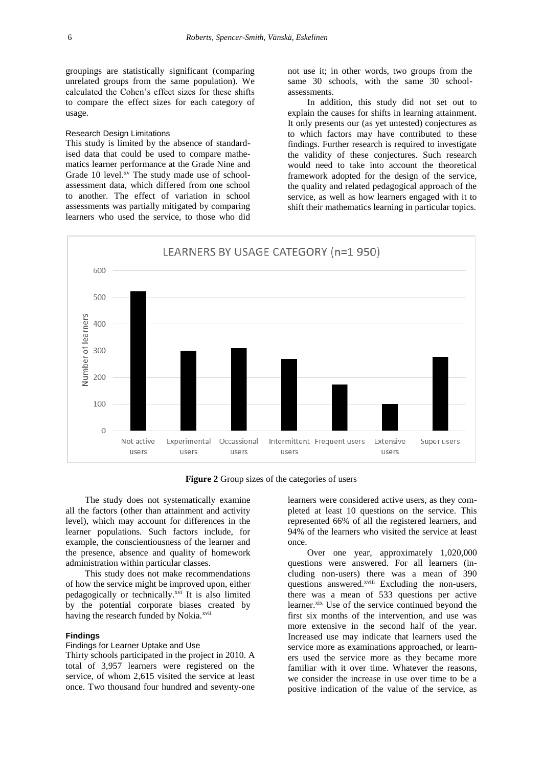groupings are statistically significant (comparing unrelated groups from the same population). We calculated the Cohen's effect sizes for these shifts to compare the effect sizes for each category of usage.

### Research Design Limitations

This study is limited by the absence of standardised data that could be used to compare mathematics learner performance at the Grade Nine and Grade 10 level.[xv] The study made use of school-assessment data, which differed from one school to another. The effect of variation in school assessments was partially mitigated by comparing learners who used the service, to those who did not use it; in other words, two groups from the same 30 schools, with the same 30 school-assessments.

In addition, this study did not set out to explain the causes for shifts in learning attainment. It only presents our (as yet untested) conjectures as to which factors may have contributed to these findings. Further research is required to investigate the validity of these conjectures. Such research would need to take into account the theoretical framework adopted for the design of the service, the quality and related pedagogical approach of the service, as well as how learners engaged with it to shift their mathematics learning in particular topics.

**Figure 2** Group sizes of the categories of users

The study does not systematically examine all the factors (other than attainment and activity level), which may account for differences in the learner populations. Such factors include, for example, the conscientiousness of the learner and the presence, absence and quality of homework administration within particular classes.

This study does not make recommendations of how the service might be improved upon, either pedagogically or technically.[xvi] It is also limited by the potential corporate biases created by having the research funded by Nokia.[xvii]

## Findings

### Findings for Learner Uptake and Use

Thirty schools participated in the project in 2010. A total of 3,957 learners were registered on the service, of whom 2,615 visited the service at least once. Two thousand four hundred and seventy-one learners were considered active users, as they completed at least 10 questions on the service. This represented 66% of all the registered learners, and 94% of the learners who visited the service at least once.

Over one year, approximately 1,020,000 questions were answered. For all learners (including non-users) there was a mean of 390 questions answered.[xviii] Excluding the non-users, there was a mean of 533 questions per active learner.[xix] Use of the service continued beyond the first six months of the intervention, and use was more extensive in the second half of the year. Increased use may indicate that learners used the service more as examinations approached, or learners used the service more as they became more familiar with it over time. Whatever the reasons, we consider the increase in use over time to be a positive indication of the value of the service, as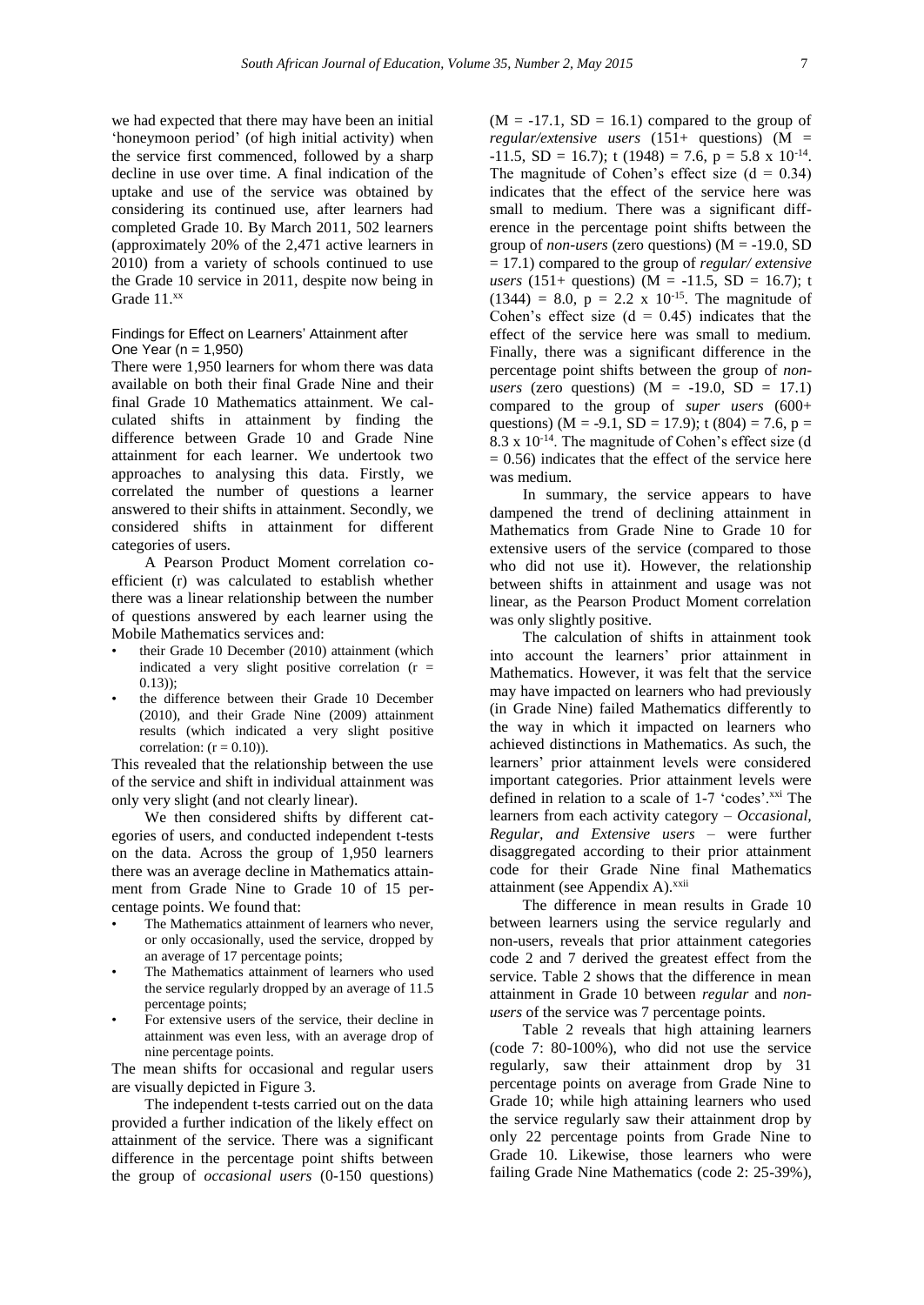we had expected that there may have been an initial 'honeymoon period' (of high initial activity) when the service first commenced, followed by a sharp decline in use over time. A final indication of the uptake and use of the service was obtained by considering its continued use, after learners had completed Grade 10. By March 2011, 502 learners (approximately 20% of the 2,471 active learners in 2010) from a variety of schools continued to use the Grade 10 service in 2011, despite now being in Grade 11.[xx]

### Findings for Effect on Learners' Attainment after One Year (n = 1,950)

There were 1,950 learners for whom there was data available on both their final Grade Nine and their final Grade 10 Mathematics attainment. We calculated shifts in attainment by finding the difference between Grade 10 and Grade Nine attainment for each learner. We undertook two approaches to analysing this data. Firstly, we correlated the number of questions a learner answered to their shifts in attainment. Secondly, we considered shifts in attainment for different categories of users.

A Pearson Product Moment correlation coefficient (r) was calculated to establish whether there was a linear relationship between the number of questions answered by each learner using the Mobile Mathematics services and:

- their Grade 10 December (2010) attainment (which indicated a very slight positive correlation ($r = 0.13$));
- the difference between their Grade 10 December (2010), and their Grade Nine (2009) attainment results (which indicated a very slight positive correlation: ($r = 0.10$)).

This revealed that the relationship between the use of the service and shift in individual attainment was only very slight (and not clearly linear).

We then considered shifts by different categories of users, and conducted independent t-tests on the data. Across the group of 1,950 learners there was an average decline in Mathematics attainment from Grade Nine to Grade 10 of 15 percentage points. We found that:

- The Mathematics attainment of learners who never, or only occasionally, used the service, dropped by an average of 17 percentage points;
- The Mathematics attainment of learners who used the service regularly dropped by an average of 11.5 percentage points;
- For extensive users of the service, their decline in attainment was even less, with an average drop of nine percentage points.

The mean shifts for occasional and regular users are visually depicted in Figure 3.

The independent t-tests carried out on the data provided a further indication of the likely effect on attainment of the service. There was a significant difference in the percentage point shifts between the group of *occasional users* (0-150 questions) ($M = -17.1$, $SD = 16.1$) compared to the group of *regular/extensive users* (151+ questions) ($M = -11.5$, $SD = 16.7$); $t(1948) = 7.6$, $p = 5.8 \times 10^{-14}$. The magnitude of Cohen's effect size ($d = 0.34$) indicates that the effect of the service here was small to medium. There was a significant difference in the percentage point shifts between the group of *non-users* (zero questions) ($M = -19.0$, $SD = 17.1$) compared to the group of *regular/ extensive users* (151+ questions) ($M = -11.5$, $SD = 16.7$); $t(1344) = 8.0$, $p = 2.2 \times 10^{-15}$. The magnitude of Cohen's effect size ($d = 0.45$) indicates that the effect of the service here was small to medium. Finally, there was a significant difference in the percentage point shifts between the group of *non-users* (zero questions) ($M = -19.0$, $SD = 17.1$) compared to the group of *super users* (600+ questions) ($M = -9.1$, $SD = 17.9$); $t(804) = 7.6$, $p = 8.3 \times 10^{-14}$. The magnitude of Cohen's effect size ($d = 0.56$) indicates that the effect of the service here was medium.

In summary, the service appears to have dampened the trend of declining attainment in Mathematics from Grade Nine to Grade 10 for extensive users of the service (compared to those who did not use it). However, the relationship between shifts in attainment and usage was not linear, as the Pearson Product Moment correlation was only slightly positive.

The calculation of shifts in attainment took into account the learners' prior attainment in Mathematics. However, it was felt that the service may have impacted on learners who had previously (in Grade Nine) failed Mathematics differently to the way in which it impacted on learners who achieved distinctions in Mathematics. As such, the learners' prior attainment levels were considered important categories. Prior attainment levels were defined in relation to a scale of 1-7 'codes'.[xxi] The learners from each activity category – *Occasional, Regular, and Extensive users* – were further disaggregated according to their prior attainment code for their Grade Nine final Mathematics attainment (see Appendix A).[xxii]

The difference in mean results in Grade 10 between learners using the service regularly and non-users, reveals that prior attainment categories code 2 and 7 derived the greatest effect from the service. Table 2 shows that the difference in mean attainment in Grade 10 between *regular* and *non-users* of the service was 7 percentage points.

Table 2 reveals that high attaining learners (code 7: 80-100%), who did not use the service regularly, saw their attainment drop by 31 percentage points on average from Grade Nine to Grade 10; while high attaining learners who used the service regularly saw their attainment drop by only 22 percentage points from Grade Nine to Grade 10. Likewise, those learners who were failing Grade Nine Mathematics (code 2: 25-39%),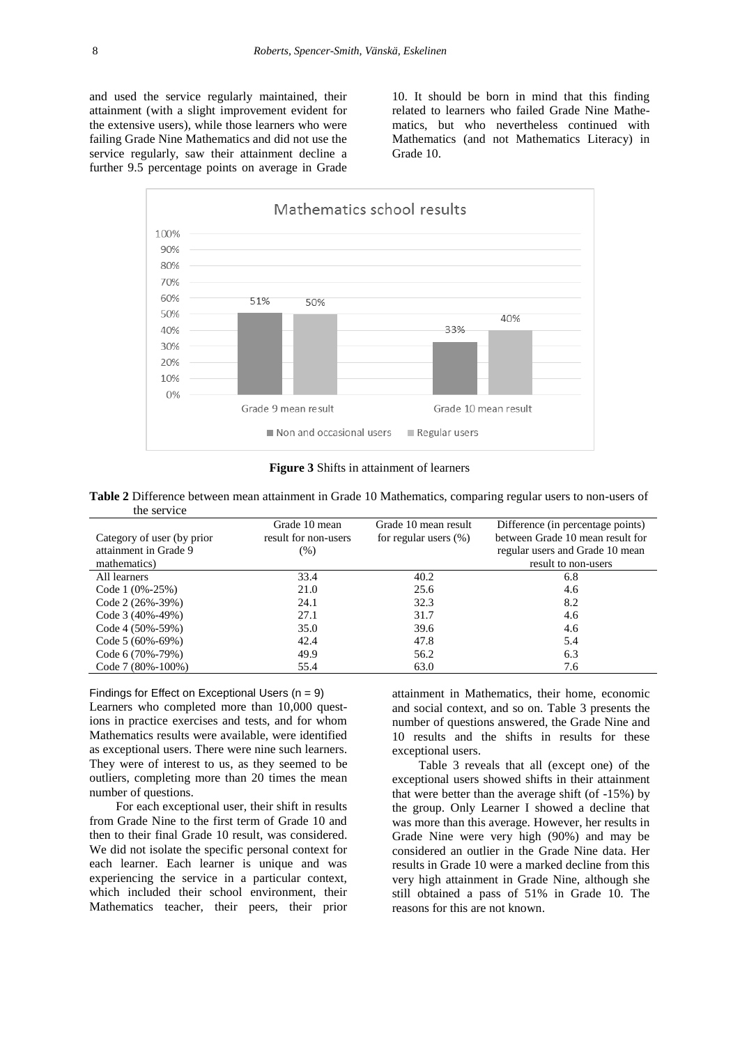and used the service regularly maintained, their attainment (with a slight improvement evident for the extensive users), while those learners who were failing Grade Nine Mathematics and did not use the service regularly, saw their attainment decline a further 9.5 percentage points on average in Grade 10. It should be born in mind that this finding related to learners who failed Grade Nine Mathematics, but who nevertheless continued with Mathematics (and not Mathematics Literacy) in Grade 10.

**Figure 3** Shifts in attainment of learners

**Table 2** Difference between mean attainment in Grade 10 Mathematics, comparing regular users to non-users of the service

| Category of user (by prior attainment in Grade 9 mathematics) | Grade 10 mean result for non-users (%) | Grade 10 mean result for regular users (%) | Difference (in percentage points) between Grade 10 mean result for regular users and Grade 10 mean result to non-users |
|---|---|---|---|
| All learners | 33.4 | 40.2 | 6.8 |
| Code 1 (0%-25%) | 21.0 | 25.6 | 4.6 |
| Code 2 (26%-39%) | 24.1 | 32.3 | 8.2 |
| Code 3 (40%-49%) | 27.1 | 31.7 | 4.6 |
| Code 4 (50%-59%) | 35.0 | 39.6 | 4.6 |
| Code 5 (60%-69%) | 42.4 | 47.8 | 5.4 |
| Code 6 (70%-79%) | 49.9 | 56.2 | 6.3 |
| Code 7 (80%-100%) | 55.4 | 63.0 | 7.6 |

### Findings for Effect on Exceptional Users (n = 9)

Learners who completed more than 10,000 questions in practice exercises and tests, and for whom Mathematics results were available, were identified as exceptional users. There were nine such learners. They were of interest to us, as they seemed to be outliers, completing more than 20 times the mean number of questions.

For each exceptional user, their shift in results from Grade Nine to the first term of Grade 10 and then to their final Grade 10 result, was considered. We did not isolate the specific personal context for each learner. Each learner is unique and was experiencing the service in a particular context, which included their school environment, their Mathematics teacher, their peers, their prior attainment in Mathematics, their home, economic and social context, and so on. Table 3 presents the number of questions answered, the Grade Nine and 10 results and the shifts in results for these exceptional users.

Table 3 reveals that all (except one) of the exceptional users showed shifts in their attainment that were better than the average shift (of -15%) by the group. Only Learner I showed a decline that was more than this average. However, her results in Grade Nine were very high (90%) and may be considered an outlier in the Grade Nine data. Her results in Grade 10 were a marked decline from this very high attainment in Grade Nine, although she still obtained a pass of 51% in Grade 10. The reasons for this are not known.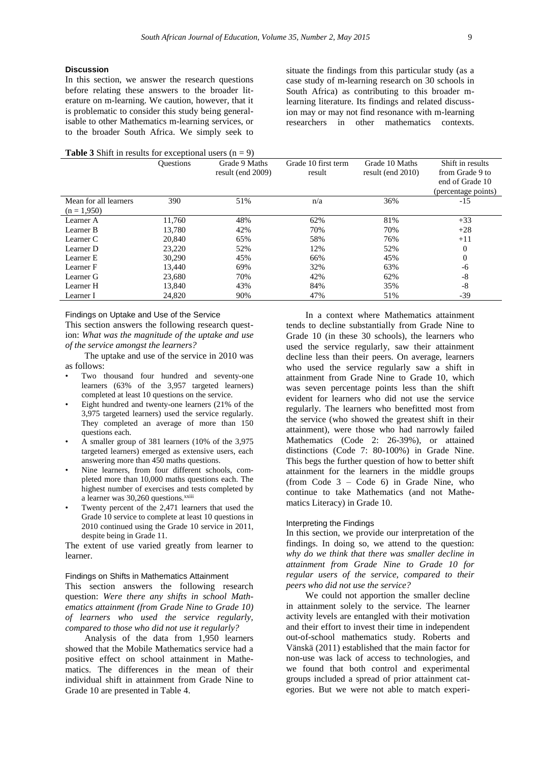## Discussion

In this section, we answer the research questions before relating these answers to the broader literature on m-learning. We caution, however, that it is problematic to consider this study being generalisable to other Mathematics m-learning services, or to the broader South Africa. We simply seek to situate the findings from this particular study (as a case study of m-learning research on 30 schools in South Africa) as contributing to this broader m-learning literature. Its findings and related discussion may or may not find resonance with m-learning researchers in other mathematics contexts.

**Table 3** Shift in results for exceptional users (n = 9)

| | Questions | Grade 9 Maths result (end 2009) | Grade 10 first term result | Grade 10 Maths result (end 2010) | Shift in results from Grade 9 to end of Grade 10 (percentage points) |
|---|---|---|---|---|---|
| Mean for all learners (n = 1,950) | 390 | 51% | n/a | 36% | -15 |
| Learner A | 11,760 | 48% | 62% | 81% | +33 |
| Learner B | 13,780 | 42% | 70% | 70% | +28 |
| Learner C | 20,840 | 65% | 58% | 76% | +11 |
| Learner D | 23,220 | 52% | 12% | 52% | 0 |
| Learner E | 30,290 | 45% | 66% | 45% | 0 |
| Learner F | 13,440 | 69% | 32% | 63% | -6 |
| Learner G | 23,680 | 70% | 42% | 62% | -8 |
| Learner H | 13,840 | 43% | 84% | 35% | -8 |
| Learner I | 24,820 | 90% | 47% | 51% | -39 |

### Findings on Uptake and Use of the Service

This section answers the following research question: *What was the magnitude of the uptake and use of the service amongst the learners?*

The uptake and use of the service in 2010 was as follows:

- Two thousand four hundred and seventy-one learners (63% of the 3,957 targeted learners) completed at least 10 questions on the service.
- Eight hundred and twenty-one learners (21% of the 3,975 targeted learners) used the service regularly. They completed an average of more than 150 questions each.
- A smaller group of 381 learners (10% of the 3,975 targeted learners) emerged as extensive users, each answering more than 450 maths questions.
- Nine learners, from four different schools, completed more than 10,000 maths questions each. The highest number of exercises and tests completed by a learner was 30,260 questions.[xxiii]
- Twenty percent of the 2,471 learners that used the Grade 10 service to complete at least 10 questions in 2010 continued using the Grade 10 service in 2011, despite being in Grade 11.

The extent of use varied greatly from learner to learner.

### Findings on Shifts in Mathematics Attainment

This section answers the following research question: *Were there any shifts in school Mathematics attainment (from Grade Nine to Grade 10) of learners who used the service regularly, compared to those who did not use it regularly?*

Analysis of the data from 1,950 learners showed that the Mobile Mathematics service had a positive effect on school attainment in Mathematics. The differences in the mean of their individual shift in attainment from Grade Nine to Grade 10 are presented in Table 4.

In a context where Mathematics attainment tends to decline substantially from Grade Nine to Grade 10 (in these 30 schools), the learners who used the service regularly, saw their attainment decline less than their peers. On average, learners who used the service regularly saw a shift in attainment from Grade Nine to Grade 10, which was seven percentage points less than the shift evident for learners who did not use the service regularly. The learners who benefitted most from the service (who showed the greatest shift in their attainment), were those who had narrowly failed Mathematics (Code 2: 26-39%), or attained distinctions (Code 7: 80-100%) in Grade Nine. This begs the further question of how to better shift attainment for the learners in the middle groups (from Code 3 – Code 6) in Grade Nine, who continue to take Mathematics (and not Mathematics Literacy) in Grade 10.

### Interpreting the Findings

In this section, we provide our interpretation of the findings. In doing so, we attend to the question: *why do we think that there was smaller decline in attainment from Grade Nine to Grade 10 for regular users of the service, compared to their peers who did not use the service?*

We could not apportion the smaller decline in attainment solely to the service. The learner activity levels are entangled with their motivation and their effort to invest their time in independent out-of-school mathematics study. Roberts and Vänskä (2011) established that the main factor for non-use was lack of access to technologies, and we found that both control and experimental groups included a spread of prior attainment categories. But we were not able to match experi-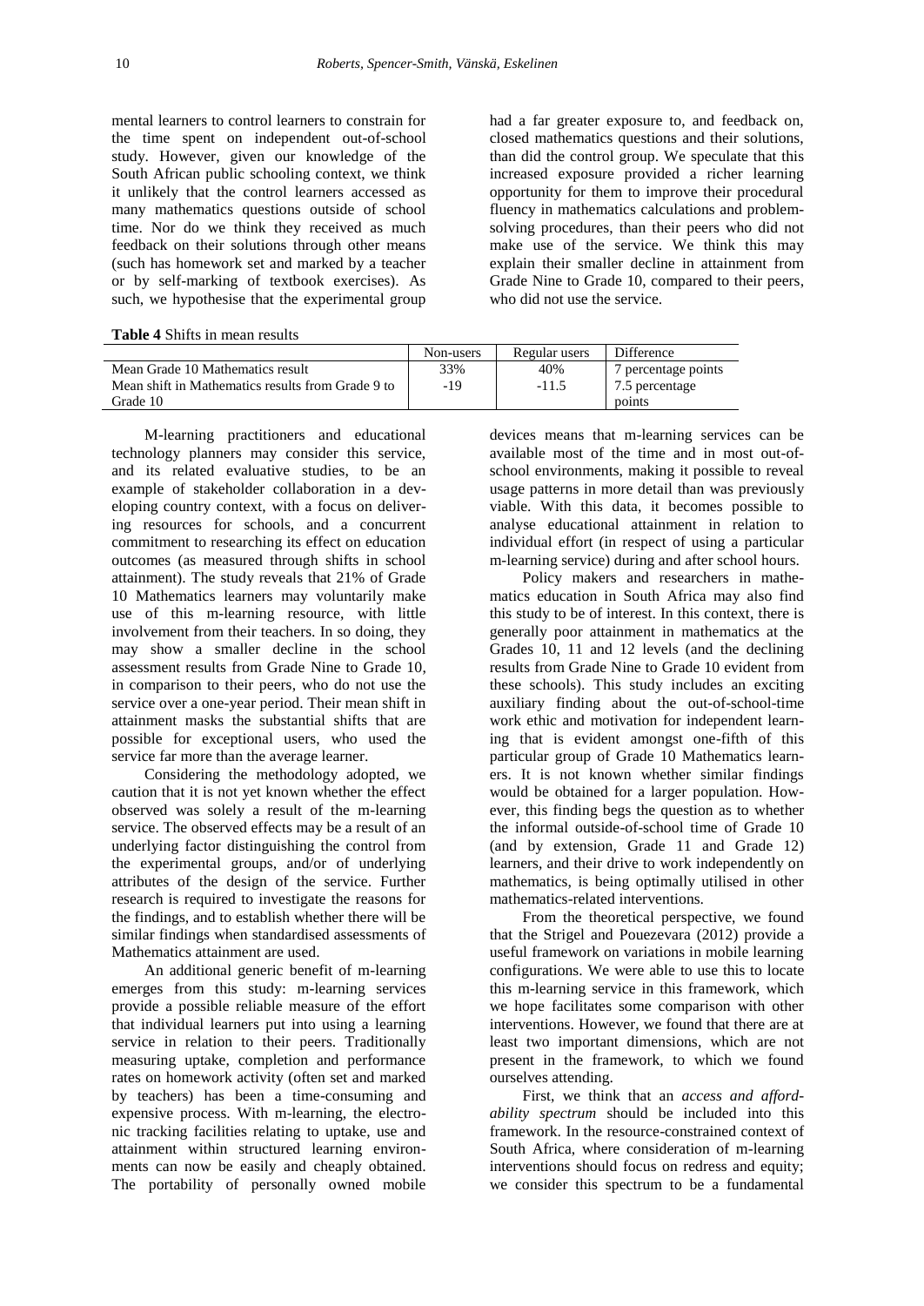mental learners to control learners to constrain for the time spent on independent out-of-school study. However, given our knowledge of the South African public schooling context, we think it unlikely that the control learners accessed as many mathematics questions outside of school time. Nor do we think they received as much feedback on their solutions through other means (such has homework set and marked by a teacher or by self-marking of textbook exercises). As such, we hypothesise that the experimental group had a far greater exposure to, and feedback on, closed mathematics questions and their solutions, than did the control group. We speculate that this increased exposure provided a richer learning opportunity for them to improve their procedural fluency in mathematics calculations and problem-solving procedures, than their peers who did not make use of the service. We think this may explain their smaller decline in attainment from Grade Nine to Grade 10, compared to their peers, who did not use the service.

**Table 4** Shifts in mean results

| | Non-users | Regular users | Difference |
|---|---|---|---|
| Mean Grade 10 Mathematics result | 33% | 40% | 7 percentage points |
| Mean shift in Mathematics results from Grade 9 to Grade 10 | -19 | -11.5 | 7.5 percentage points |

M-learning practitioners and educational technology planners may consider this service, and its related evaluative studies, to be an example of stakeholder collaboration in a developing country context, with a focus on delivering resources for schools, and a concurrent commitment to researching its effect on education outcomes (as measured through shifts in school attainment). The study reveals that 21% of Grade 10 Mathematics learners may voluntarily make use of this m-learning resource, with little involvement from their teachers. In so doing, they may show a smaller decline in the school assessment results from Grade Nine to Grade 10, in comparison to their peers, who do not use the service over a one-year period. Their mean shift in attainment masks the substantial shifts that are possible for exceptional users, who used the service far more than the average learner.

Considering the methodology adopted, we caution that it is not yet known whether the effect observed was solely a result of the m-learning service. The observed effects may be a result of an underlying factor distinguishing the control from the experimental groups, and/or of underlying attributes of the design of the service. Further research is required to investigate the reasons for the findings, and to establish whether there will be similar findings when standardised assessments of Mathematics attainment are used.

An additional generic benefit of m-learning emerges from this study: m-learning services provide a possible reliable measure of the effort that individual learners put into using a learning service in relation to their peers. Traditionally measuring uptake, completion and performance rates on homework activity (often set and marked by teachers) has been a time-consuming and expensive process. With m-learning, the electronic tracking facilities relating to uptake, use and attainment within structured learning environments can now be easily and cheaply obtained. The portability of personally owned mobile devices means that m-learning services can be available most of the time and in most out-of-school environments, making it possible to reveal usage patterns in more detail than was previously viable. With this data, it becomes possible to analyse educational attainment in relation to individual effort (in respect of using a particular m-learning service) during and after school hours.

Policy makers and researchers in mathematics education in South Africa may also find this study to be of interest. In this context, there is generally poor attainment in mathematics at the Grades 10, 11 and 12 levels (and the declining results from Grade Nine to Grade 10 evident from these schools). This study includes an exciting auxiliary finding about the out-of-school-time work ethic and motivation for independent learning that is evident amongst one-fifth of this particular group of Grade 10 Mathematics learners. It is not known whether similar findings would be obtained for a larger population. However, this finding begs the question as to whether the informal outside-of-school time of Grade 10 (and by extension, Grade 11 and Grade 12) learners, and their drive to work independently on mathematics, is being optimally utilised in other mathematics-related interventions.

From the theoretical perspective, we found that the Strigel and Pouezevara (2012) provide a useful framework on variations in mobile learning configurations. We were able to use this to locate this m-learning service in this framework, which we hope facilitates some comparison with other interventions. However, we found that there are at least two important dimensions, which are not present in the framework, to which we found ourselves attending.

First, we think that an *access and affordability spectrum* should be included into this framework. In the resource-constrained context of South Africa, where consideration of m-learning interventions should focus on redress and equity; we consider this spectrum to be a fundamental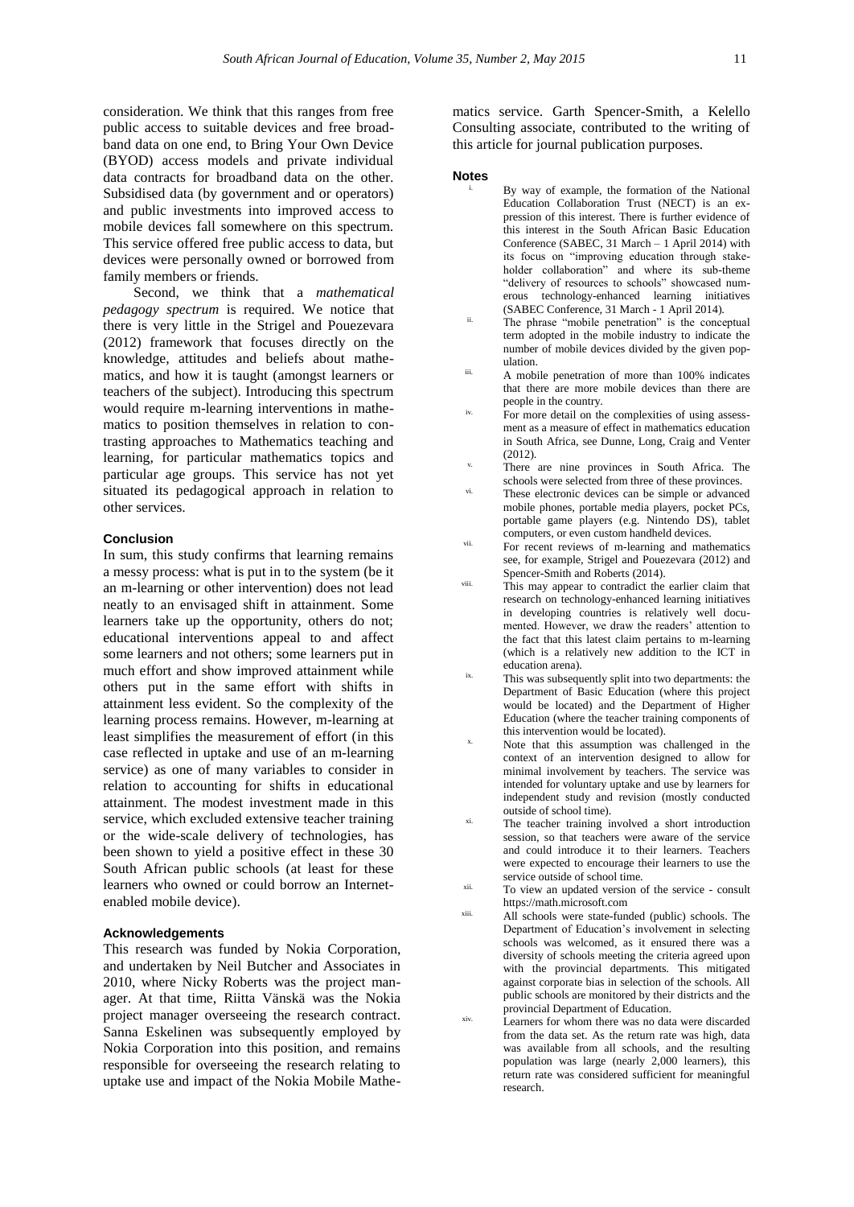consideration. We think that this ranges from free public access to suitable devices and free broadband data on one end, to Bring Your Own Device (BYOD) access models and private individual data contracts for broadband data on the other. Subsidised data (by government and or operators) and public investments into improved access to mobile devices fall somewhere on this spectrum. This service offered free public access to data, but devices were personally owned or borrowed from family members or friends.

Second, we think that a *mathematical pedagogy spectrum* is required. We notice that there is very little in the Strigel and Pouezevara (2012) framework that focuses directly on the knowledge, attitudes and beliefs about mathematics, and how it is taught (amongst learners or teachers of the subject). Introducing this spectrum would require m-learning interventions in mathematics to position themselves in relation to contrasting approaches to Mathematics teaching and learning, for particular mathematics topics and particular age groups. This service has not yet situated its pedagogical approach in relation to other services.

#### Conclusion

In sum, this study confirms that learning remains a messy process: what is put in to the system (be it an m-learning or other intervention) does not lead neatly to an envisaged shift in attainment. Some learners take up the opportunity, others do not; educational interventions appeal to and affect some learners and not others; some learners put in much effort and show improved attainment while others put in the same effort with shifts in attainment less evident. So the complexity of the learning process remains. However, m-learning at least simplifies the measurement of effort (in this case reflected in uptake and use of an m-learning service) as one of many variables to consider in relation to accounting for shifts in educational attainment. The modest investment made in this service, which excluded extensive teacher training or the wide-scale delivery of technologies, has been shown to yield a positive effect in these 30 South African public schools (at least for these learners who owned or could borrow an Internet-enabled mobile device).

#### Acknowledgements

This research was funded by Nokia Corporation, and undertaken by Neil Butcher and Associates in 2010, where Nicky Roberts was the project manager. At that time, Riitta Vänskä was the Nokia project manager overseeing the research contract. Sanna Eskelinen was subsequently employed by Nokia Corporation into this position, and remains responsible for overseeing the research relating to uptake use and impact of the Nokia Mobile Mathematics service. Garth Spencer-Smith, a Kelello Consulting associate, contributed to the writing of this article for journal publication purposes.

#### Notes

i. By way of example, the formation of the National Education Collaboration Trust (NECT) is an expression of this interest. There is further evidence of this interest in the South African Basic Education Conference (SABEC, 31 March – 1 April 2014) with its focus on "improving education through stakeholder collaboration" and where its sub-theme "delivery of resources to schools" showcased numerous technology-enhanced learning initiatives (SABEC Conference, 31 March - 1 April 2014).

ii. The phrase "mobile penetration" is the conceptual term adopted in the mobile industry to indicate the number of mobile devices divided by the given population.

iii. A mobile penetration of more than 100% indicates that there are more mobile devices than there are people in the country.

iv. For more detail on the complexities of using assessment as a measure of effect in mathematics education in South Africa, see Dunne, Long, Craig and Venter (2012).

v. There are nine provinces in South Africa. The schools were selected from three of these provinces.

vi. These electronic devices can be simple or advanced mobile phones, portable media players, pocket PCs, portable game players (e.g. Nintendo DS), tablet computers, or even custom handheld devices.

vii. For recent reviews of m-learning and mathematics see, for example, Strigel and Pouezevara (2012) and Spencer-Smith and Roberts (2014).

viii. This may appear to contradict the earlier claim that research on technology-enhanced learning initiatives in developing countries is relatively well documented. However, we draw the readers' attention to the fact that this latest claim pertains to m-learning (which is a relatively new addition to the ICT in education arena).

ix. This was subsequently split into two departments: the Department of Basic Education (where this project would be located) and the Department of Higher Education (where the teacher training components of this intervention would be located).

x. Note that this assumption was challenged in the context of an intervention designed to allow for minimal involvement by teachers. The service was intended for voluntary uptake and use by learners for independent study and revision (mostly conducted outside of school time).

xi. The teacher training involved a short introduction session, so that teachers were aware of the service and could introduce it to their learners. Teachers were expected to encourage their learners to use the service outside of school time.

xii. To view an updated version of the service - consult https://math.microsoft.com

xiii. All schools were state-funded (public) schools. The Department of Education's involvement in selecting schools was welcomed, as it ensured there was a diversity of schools meeting the criteria agreed upon with the provincial departments. This mitigated against corporate bias in selection of the schools. All public schools are monitored by their districts and the provincial Department of Education.

xiv. Learners for whom there was no data were discarded from the data set. As the return rate was high, data was available from all schools, and the resulting population was large (nearly 2,000 learners), this return rate was considered sufficient for meaningful research.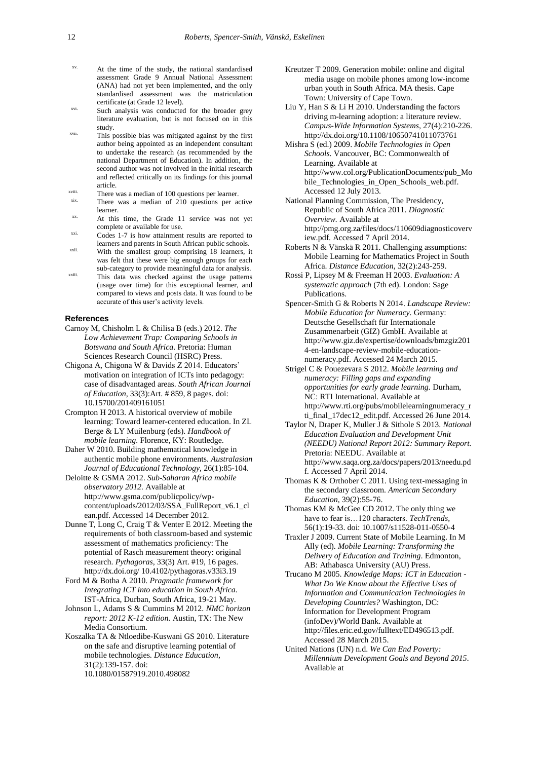[xv.] At the time of the study, the national standardised assessment Grade 9 Annual National Assessment (ANA) had not yet been implemented, and the only standardised assessment was the matriculation certificate (at Grade 12 level).

[xvi.] Such analysis was conducted for the broader grey literature evaluation, but is not focused on in this study.

[xvii.] This possible bias was mitigated against by the first author being appointed as an independent consultant to undertake the research (as recommended by the national Department of Education). In addition, the second author was not involved in the initial research and reflected critically on its findings for this journal article.

[xviii.] There was a median of 100 questions per learner.

[xix.] There was a median of 210 questions per active learner.

[xx.] At this time, the Grade 11 service was not yet complete or available for use.

[xxi.] Codes 1-7 is how attainment results are reported to learners and parents in South African public schools.

[xxii.] With the smallest group comprising 18 learners, it was felt that these were big enough groups for each sub-category to provide meaningful data for analysis.

[xxiii.] This data was checked against the usage patterns (usage over time) for this exceptional learner, and compared to views and posts data. It was found to be accurate of this user's activity levels.

## References

Carnoy M, Chisholm L & Chilisa B (eds.) 2012. *The Low Achievement Trap: Comparing Schools in Botswana and South Africa.* Pretoria: Human Sciences Research Council (HSRC) Press.

Chigona A, Chigona W & Davids Z 2014. Educators' motivation on integration of ICTs into pedagogy: case of disadvantaged areas. *South African Journal of Education*, 33(3):Art. # 859, 8 pages. doi: 10.15700/201409161051

Crompton H 2013. A historical overview of mobile learning: Toward learner-centered education. In ZL Berge & LY Muilenburg (eds). *Handbook of mobile learning.* Florence, KY: Routledge.

Daher W 2010. Building mathematical knowledge in authentic mobile phone environments. *Australasian Journal of Educational Technology*, 26(1):85-104.

Deloitte & GSMA 2012. *Sub-Saharan Africa mobile observatory 2012.* Available at http://www.gsma.com/publicpolicy/wp-content/uploads/2012/03/SSA_FullReport_v6.1_clean.pdf. Accessed 14 December 2012.

Dunne T, Long C, Craig T & Venter E 2012. Meeting the requirements of both classroom-based and systemic assessment of mathematics proficiency: The potential of Rasch measurement theory: original research. *Pythagoras,* 33(3) Art. #19, 16 pages. http://dx.doi.org/ 10.4102/pythagoras.v33i3.19

Ford M & Botha A 2010. *Pragmatic framework for Integrating ICT into education in South Africa.* IST-Africa, Durban, South Africa, 19-21 May.

Johnson L, Adams S & Cummins M 2012. *NMC horizon report: 2012 K-12 edition.* Austin, TX: The New Media Consortium.

Koszalka TA & Ntloedibe-Kuswani GS 2010. Literature on the safe and disruptive learning potential of mobile technologies. *Distance Education*, 31(2):139-157. doi: 10.1080/01587919.2010.498082

Kreutzer T 2009. Generation mobile: online and digital media usage on mobile phones among low-income urban youth in South Africa. MA thesis. Cape Town: University of Cape Town.

Liu Y, Han S & Li H 2010. Understanding the factors driving m-learning adoption: a literature review. *Campus-Wide Information Systems*, 27(4):210-226. http://dx.doi.org/10.1108/10650741011073761

Mishra S (ed.) 2009. *Mobile Technologies in Open Schools.* Vancouver, BC: Commonwealth of Learning. Available at http://www.col.org/PublicationDocuments/pub_Mobile_Technologies_in_Open_Schools_web.pdf. Accessed 12 July 2013.

National Planning Commission, The Presidency, Republic of South Africa 2011. *Diagnostic Overview.* Available at http://pmg.org.za/files/docs/110609diagnosticoverview.pdf. Accessed 7 April 2014.

Roberts N & Vänskä R 2011. Challenging assumptions: Mobile Learning for Mathematics Project in South Africa. *Distance Education,* 32(2):243-259.

Rossi P, Lipsey M & Freeman H 2003. *Evaluation: A systematic approach* (7th ed). London: Sage Publications.

Spencer-Smith G & Roberts N 2014. *Landscape Review: Mobile Education for Numeracy.* Germany: Deutsche Gesellschaft für Internationale Zusammenarbeit (GIZ) GmbH. Available at http://www.giz.de/expertise/downloads/bmzgiz2014-en-landscape-review-mobile-education-numeracy.pdf. Accessed 24 March 2015.

Strigel C & Pouezevara S 2012. *Mobile learning and numeracy: Filling gaps and expanding opportunities for early grade learning.* Durham, NC: RTI International. Available at http://www.rti.org/pubs/mobilelearningnumeracy_rti_final_17dec12_edit.pdf. Accessed 26 June 2014.

Taylor N, Draper K, Muller J & Sithole S 2013. *National Education Evaluation and Development Unit (NEEDU) National Report 2012: Summary Report.* Pretoria: NEEDU. Available at http://www.saqa.org.za/docs/papers/2013/needu.pdf. Accessed 7 April 2014.

Thomas K & Orthober C 2011. Using text-messaging in the secondary classroom. *American Secondary Education,* 39(2):55-76.

Thomas KM & McGee CD 2012. The only thing we have to fear is…120 characters. *TechTrends*, 56(1):19-33. doi: 10.1007/s11528-011-0550-4

Traxler J 2009. Current State of Mobile Learning. In M Ally (ed). *Mobile Learning: Transforming the Delivery of Education and Training*. Edmonton, AB: Athabasca University (AU) Press.

Trucano M 2005. *Knowledge Maps: ICT in Education - What Do We Know about the Effective Uses of Information and Communication Technologies in Developing Countries?* Washington, DC: Information for Development Program (infoDev)/World Bank. Available at http://files.eric.ed.gov/fulltext/ED496513.pdf. Accessed 28 March 2015.

United Nations (UN) n.d. *We Can End Poverty: Millennium Development Goals and Beyond 2015*. Available at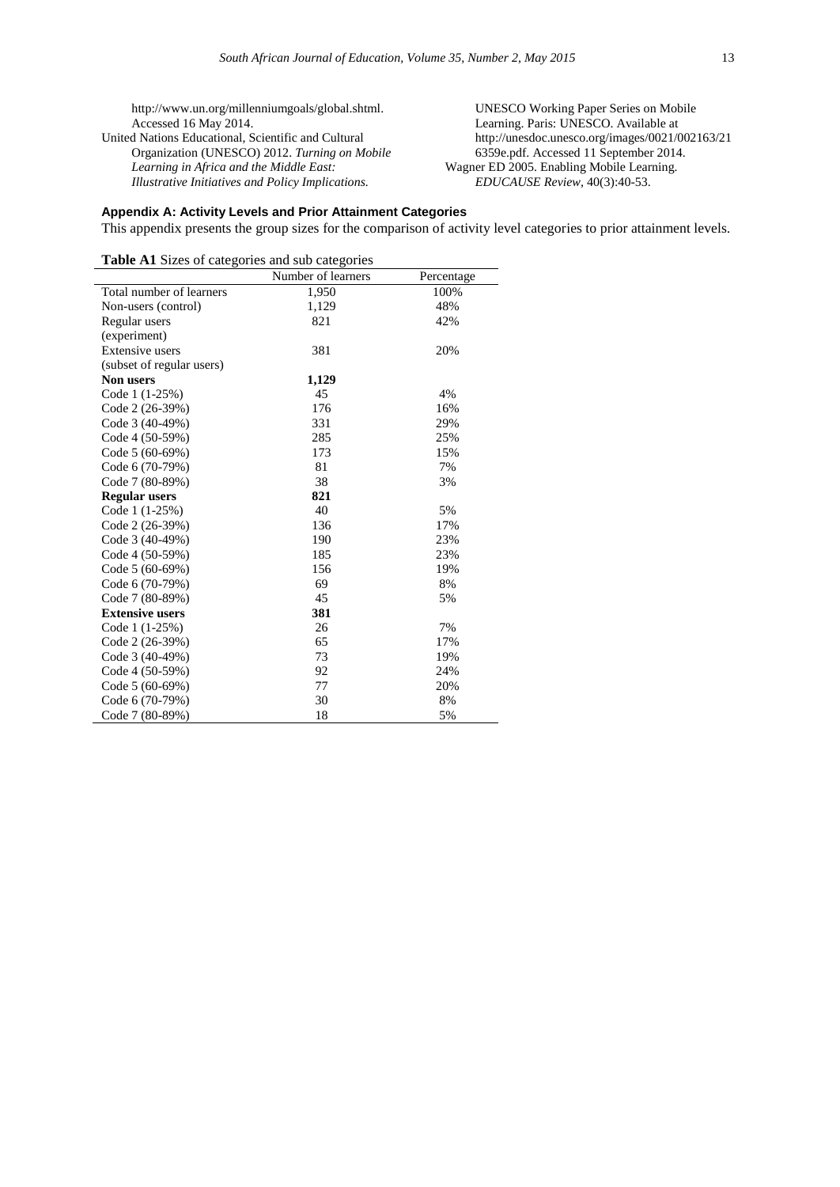http://www.un.org/millenniumgoals/global.shtml. Accessed 16 May 2014.

United Nations Educational, Scientific and Cultural Organization (UNESCO) 2012. *Turning on Mobile Learning in Africa and the Middle East: Illustrative Initiatives and Policy Implications.* UNESCO Working Paper Series on Mobile Learning. Paris: UNESCO. Available at http://unesdoc.unesco.org/images/0021/002163/216359e.pdf. Accessed 11 September 2014.

Wagner ED 2005. Enabling Mobile Learning. *EDUCAUSE Review*, 40(3):40-53.

## Appendix A: Activity Levels and Prior Attainment Categories

This appendix presents the group sizes for the comparison of activity level categories to prior attainment levels.

**Table A1** Sizes of categories and sub categories

| | Number of learners | Percentage |
|---|---|---|
| Total number of learners | 1,950 | 100% |
| Non-users (control) | 1,129 | 48% |
| Regular users (experiment) | 821 | 42% |
| Extensive users (subset of regular users) | 381 | 20% |
| **Non users** | **1,129** | |
| Code 1 (1-25%) | 45 | 4% |
| Code 2 (26-39%) | 176 | 16% |
| Code 3 (40-49%) | 331 | 29% |
| Code 4 (50-59%) | 285 | 25% |
| Code 5 (60-69%) | 173 | 15% |
| Code 6 (70-79%) | 81 | 7% |
| Code 7 (80-89%) | 38 | 3% |
| **Regular users** | **821** | |
| Code 1 (1-25%) | 40 | 5% |
| Code 2 (26-39%) | 136 | 17% |
| Code 3 (40-49%) | 190 | 23% |
| Code 4 (50-59%) | 185 | 23% |
| Code 5 (60-69%) | 156 | 19% |
| Code 6 (70-79%) | 69 | 8% |
| Code 7 (80-89%) | 45 | 5% |
| **Extensive users** | **381** | |
| Code 1 (1-25%) | 26 | 7% |
| Code 2 (26-39%) | 65 | 17% |
| Code 3 (40-49%) | 73 | 19% |
| Code 4 (50-59%) | 92 | 24% |
| Code 5 (60-69%) | 77 | 20% |
| Code 6 (70-79%) | 30 | 8% |
| Code 7 (80-89%) | 18 | 5% |